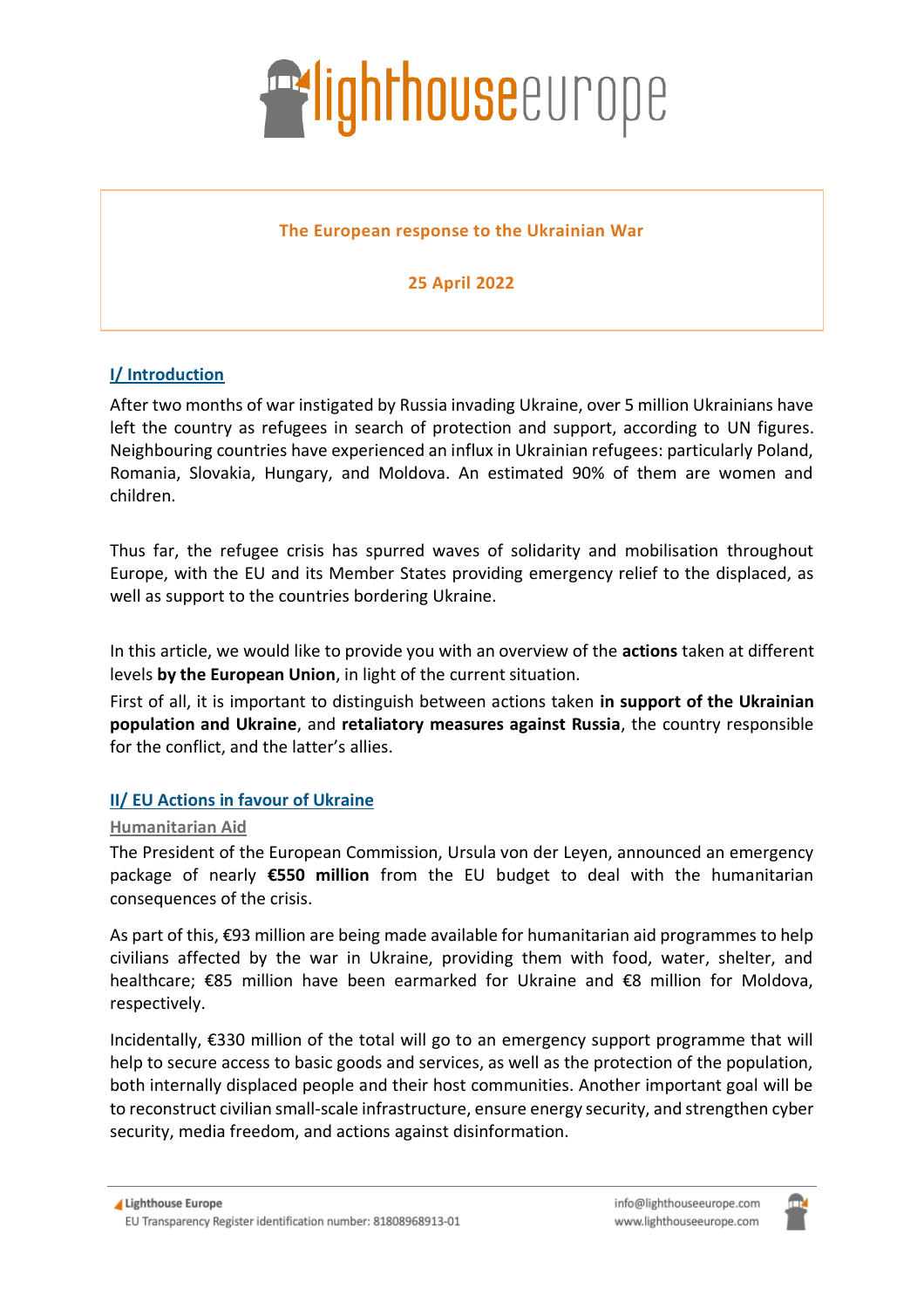# The European response to the Ukrainian War

**25 April 2022**

## I/ Introduction

After two months of war instigated by Russia invading Ukraine, over 5 million Ukrainians have left the country as refugees in search of protection and support, according to UN figures. Neighbouring countries have experienced an influx in Ukrainian refugees: particularly Poland, Romania, Slovakia, Hungary, and Moldova. An estimated 90% of them are women and children.

Thus far, the refugee crisis has spurred waves of solidarity and mobilisation throughout Europe, with the EU and its Member States providing emergency relief to the displaced, as well as support to the countries bordering Ukraine.

In this article, we would like to provide you with an overview of the **actions** taken at different levels **by the European Union**, in light of the current situation.

First of all, it is important to distinguish between actions taken **in support of the Ukrainian population and Ukraine**, and **retaliatory measures against Russia**, the country responsible for the conflict, and the latter's allies.

## II/ EU Actions in favour of Ukraine

### Humanitarian Aid

The President of the European Commission, Ursula von der Leyen, announced an emergency package of nearly **€550 million** from the EU budget to deal with the humanitarian consequences of the crisis.

As part of this, €93 million are being made available for humanitarian aid programmes to help civilians affected by the war in Ukraine, providing them with food, water, shelter, and healthcare; €85 million have been earmarked for Ukraine and €8 million for Moldova, respectively.

Incidentally, €330 million of the total will go to an emergency support programme that will help to secure access to basic goods and services, as well as the protection of the population, both internally displaced people and their host communities. Another important goal will be to reconstruct civilian small-scale infrastructure, ensure energy security, and strengthen cyber security, media freedom, and actions against disinformation.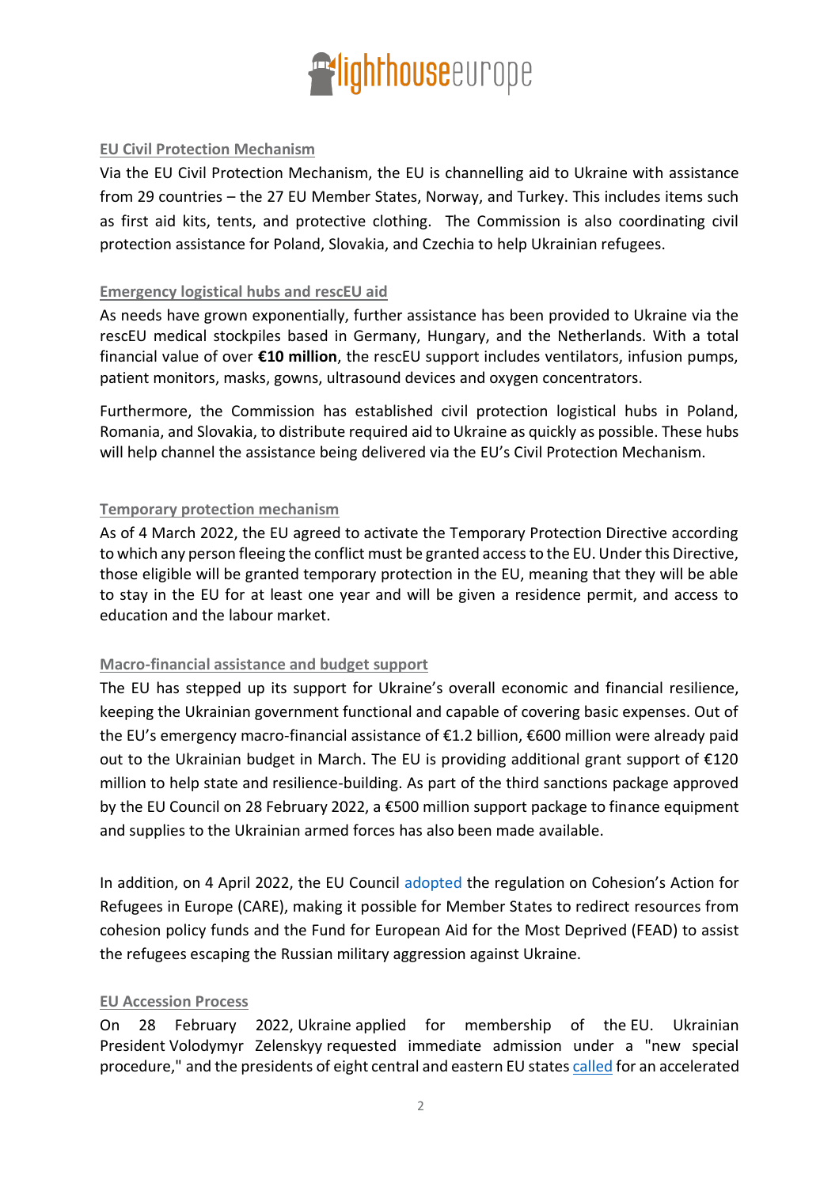### EU Civil Protection Mechanism

Via the EU Civil Protection Mechanism, the EU is channelling aid to Ukraine with assistance from 29 countries – the 27 EU Member States, Norway, and Turkey. This includes items such as first aid kits, tents, and protective clothing. The Commission is also coordinating civil protection assistance for Poland, Slovakia, and Czechia to help Ukrainian refugees.

### Emergency logistical hubs and rescEU aid

As needs have grown exponentially, further assistance has been provided to Ukraine via the rescEU medical stockpiles based in Germany, Hungary, and the Netherlands. With a total financial value of over **€10 million**, the rescEU support includes ventilators, infusion pumps, patient monitors, masks, gowns, ultrasound devices and oxygen concentrators.

Furthermore, the Commission has established civil protection logistical hubs in Poland, Romania, and Slovakia, to distribute required aid to Ukraine as quickly as possible. These hubs will help channel the assistance being delivered via the EU's Civil Protection Mechanism.

### Temporary protection mechanism

As of 4 March 2022, the EU agreed to activate the Temporary Protection Directive according to which any person fleeing the conflict must be granted access to the EU. Under this Directive, those eligible will be granted temporary protection in the EU, meaning that they will be able to stay in the EU for at least one year and will be given a residence permit, and access to education and the labour market.

### Macro-financial assistance and budget support

The EU has stepped up its support for Ukraine's overall economic and financial resilience, keeping the Ukrainian government functional and capable of covering basic expenses. Out of the EU's emergency macro-financial assistance of €1.2 billion, €600 million were already paid out to the Ukrainian budget in March. The EU is providing additional grant support of €120 million to help state and resilience-building. As part of the third sanctions package approved by the EU Council on 28 February 2022, a €500 million support package to finance equipment and supplies to the Ukrainian armed forces has also been made available.

In addition, on 4 April 2022, the EU Council adopted the regulation on Cohesion's Action for Refugees in Europe (CARE), making it possible for Member States to redirect resources from cohesion policy funds and the Fund for European Aid for the Most Deprived (FEAD) to assist the refugees escaping the Russian military aggression against Ukraine.

### EU Accession Process

On 28 February 2022, Ukraine applied for membership of the EU. Ukrainian President Volodymyr Zelenskyy requested immediate admission under a "new special procedure," and the presidents of eight central and eastern EU states called for an accelerated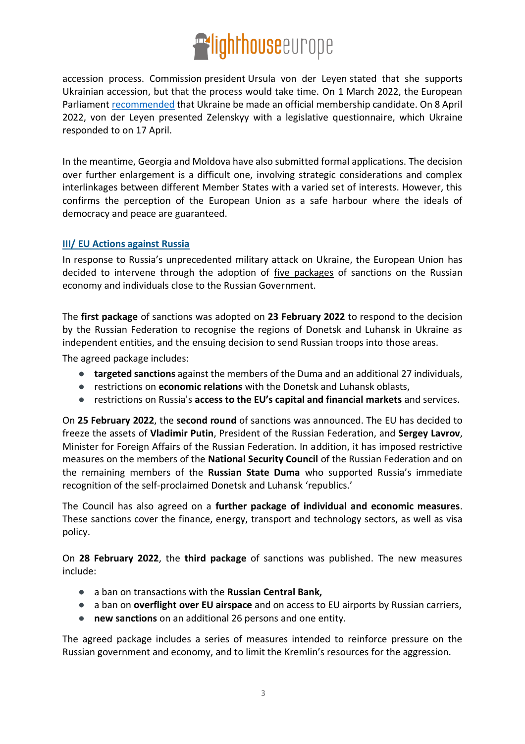accession process. Commission president Ursula von der Leyen stated that she supports Ukrainian accession, but that the process would take time. On 1 March 2022, the European Parliament recommended that Ukraine be made an official membership candidate. On 8 April 2022, von der Leyen presented Zelenskyy with a legislative questionnaire, which Ukraine responded to on 17 April.

In the meantime, Georgia and Moldova have also submitted formal applications. The decision over further enlargement is a difficult one, involving strategic considerations and complex interlinkages between different Member States with a varied set of interests. However, this confirms the perception of the European Union as a safe harbour where the ideals of democracy and peace are guaranteed.

## III/ EU Actions against Russia

In response to Russia's unprecedented military attack on Ukraine, the European Union has decided to intervene through the adoption of five packages of sanctions on the Russian economy and individuals close to the Russian Government.

The **first package** of sanctions was adopted on **23 February 2022** to respond to the decision by the Russian Federation to recognise the regions of Donetsk and Luhansk in Ukraine as independent entities, and the ensuing decision to send Russian troops into those areas.

The agreed package includes:

- **targeted sanctions** against the members of the Duma and an additional 27 individuals,
- restrictions on **economic relations** with the Donetsk and Luhansk oblasts,
- restrictions on Russia's **access to the EU's capital and financial markets** and services.

On **25 February 2022**, the **second round** of sanctions was announced. The EU has decided to freeze the assets of **Vladimir Putin**, President of the Russian Federation, and **Sergey Lavrov**, Minister for Foreign Affairs of the Russian Federation. In addition, it has imposed restrictive measures on the members of the **National Security Council** of the Russian Federation and on the remaining members of the **Russian State Duma** who supported Russia's immediate recognition of the self-proclaimed Donetsk and Luhansk 'republics.'

The Council has also agreed on a **further package of individual and economic measures**. These sanctions cover the finance, energy, transport and technology sectors, as well as visa policy.

On **28 February 2022**, the **third package** of sanctions was published. The new measures include:

- a ban on transactions with the **Russian Central Bank,**
- a ban on **overflight over EU airspace** and on access to EU airports by Russian carriers,
- **new sanctions** on an additional 26 persons and one entity.

The agreed package includes a series of measures intended to reinforce pressure on the Russian government and economy, and to limit the Kremlin's resources for the aggression.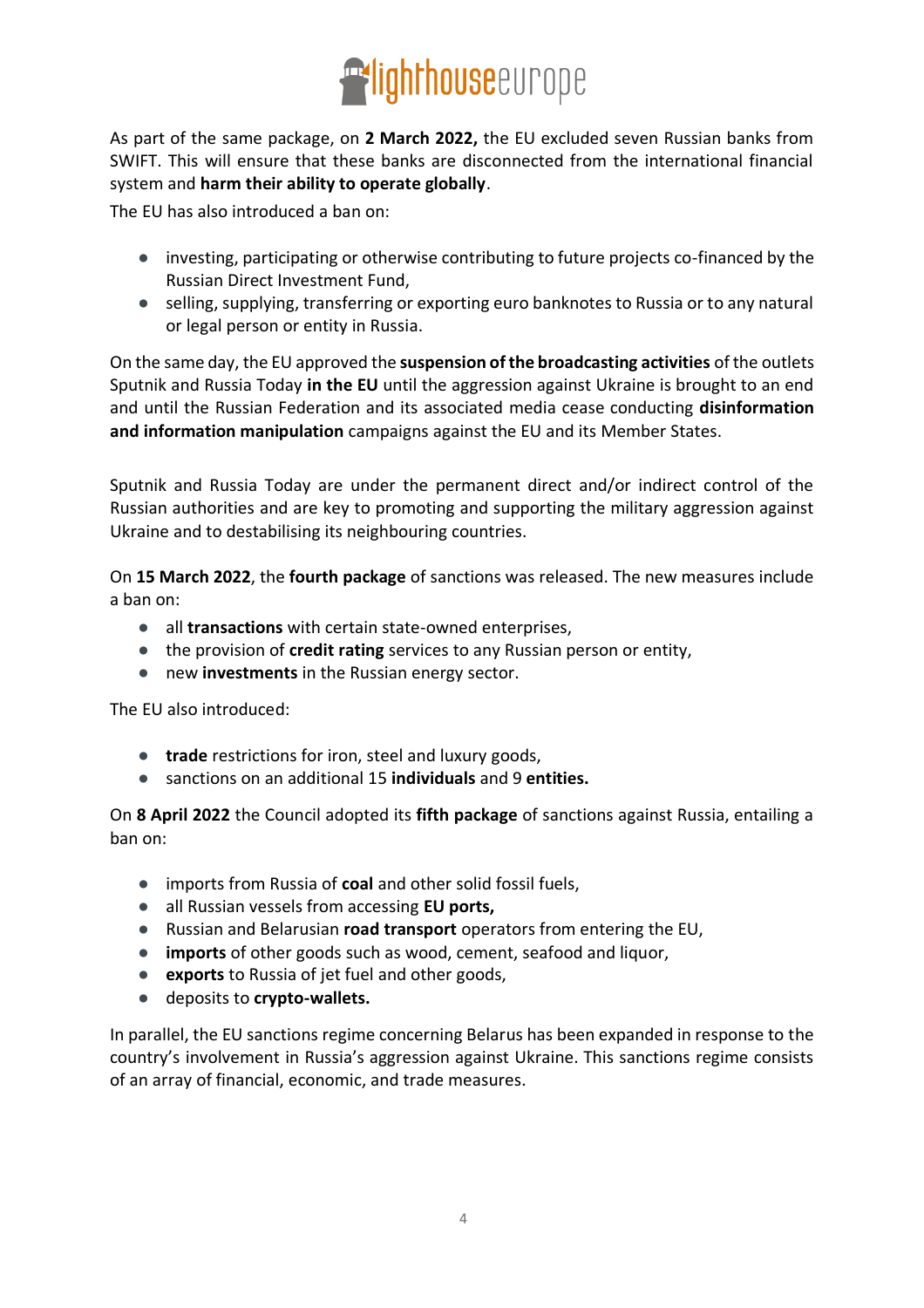As part of the same package, on **2 March 2022,** the EU excluded seven Russian banks from SWIFT. This will ensure that these banks are disconnected from the international financial system and **harm their ability to operate globally**.

The EU has also introduced a ban on:

- investing, participating or otherwise contributing to future projects co-financed by the Russian Direct Investment Fund,
- selling, supplying, transferring or exporting euro banknotes to Russia or to any natural or legal person or entity in Russia.

On the same day, the EU approved the **suspension of the broadcasting activities** of the outlets Sputnik and Russia Today **in the EU** until the aggression against Ukraine is brought to an end and until the Russian Federation and its associated media cease conducting **disinformation and information manipulation** campaigns against the EU and its Member States.

Sputnik and Russia Today are under the permanent direct and/or indirect control of the Russian authorities and are key to promoting and supporting the military aggression against Ukraine and to destabilising its neighbouring countries.

On **15 March 2022**, the **fourth package** of sanctions was released. The new measures include a ban on:

- all **transactions** with certain state-owned enterprises,
- the provision of **credit rating** services to any Russian person or entity,
- new **investments** in the Russian energy sector.

The EU also introduced:

- **trade** restrictions for iron, steel and luxury goods,
- sanctions on an additional 15 **individuals** and 9 **entities.**

On **8 April 2022** the Council adopted its **fifth package** of sanctions against Russia, entailing a ban on:

- imports from Russia of **coal** and other solid fossil fuels,
- all Russian vessels from accessing **EU ports,**
- Russian and Belarusian **road transport** operators from entering the EU,
- **imports** of other goods such as wood, cement, seafood and liquor,
- **exports** to Russia of jet fuel and other goods,
- deposits to **crypto-wallets.**

In parallel, the EU sanctions regime concerning Belarus has been expanded in response to the country's involvement in Russia's aggression against Ukraine. This sanctions regime consists of an array of financial, economic, and trade measures.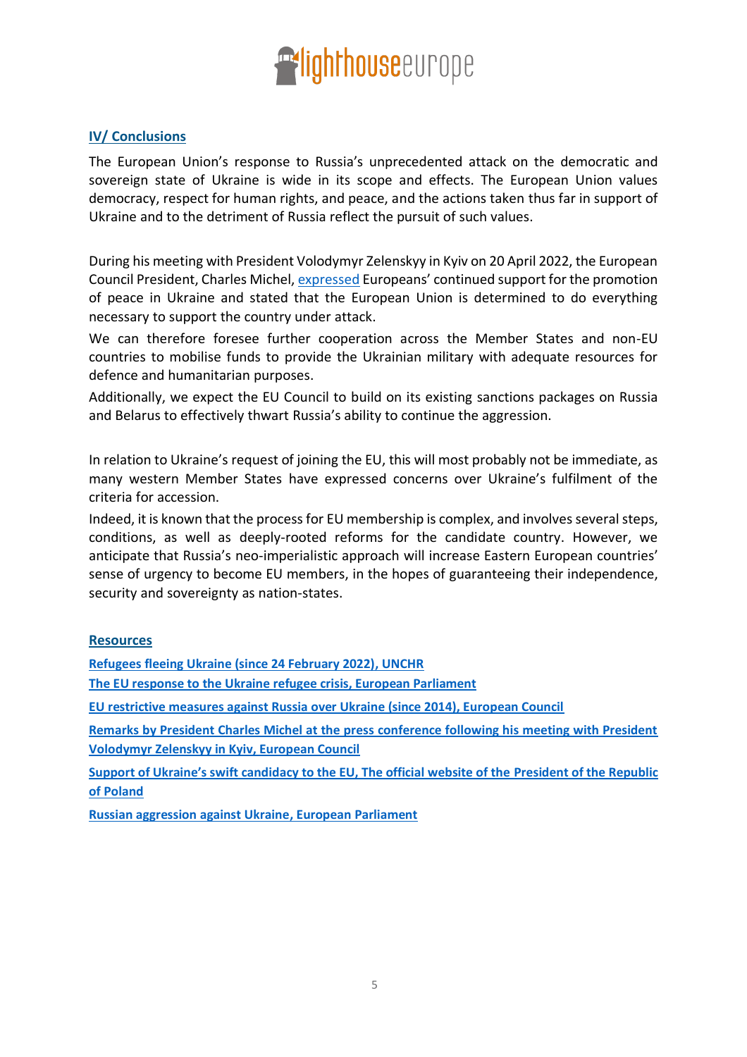## IV/ Conclusions

The European Union's response to Russia's unprecedented attack on the democratic and sovereign state of Ukraine is wide in its scope and effects. The European Union values democracy, respect for human rights, and peace, and the actions taken thus far in support of Ukraine and to the detriment of Russia reflect the pursuit of such values.

During his meeting with President Volodymyr Zelenskyy in Kyiv on 20 April 2022, the European Council President, Charles Michel, expressed Europeans' continued support for the promotion of peace in Ukraine and stated that the European Union is determined to do everything necessary to support the country under attack.

We can therefore foresee further cooperation across the Member States and non-EU countries to mobilise funds to provide the Ukrainian military with adequate resources for defence and humanitarian purposes.

Additionally, we expect the EU Council to build on its existing sanctions packages on Russia and Belarus to effectively thwart Russia's ability to continue the aggression.

In relation to Ukraine's request of joining the EU, this will most probably not be immediate, as many western Member States have expressed concerns over Ukraine's fulfilment of the criteria for accession.

Indeed, it is known that the process for EU membership is complex, and involves several steps, conditions, as well as deeply-rooted reforms for the candidate country. However, we anticipate that Russia's neo-imperialistic approach will increase Eastern European countries' sense of urgency to become EU members, in the hopes of guaranteeing their independence, security and sovereignty as nation-states.

## Resources

**Refugees fleeing Ukraine (since 24 February 2022), UNCHR**

**The EU response to the Ukraine refugee crisis, European Parliament**

**EU restrictive measures against Russia over Ukraine (since 2014), European Council**

**Remarks by President Charles Michel at the press conference following his meeting with President Volodymyr Zelenskyy in Kyiv, European Council**

**Support of Ukraine's swift candidacy to the EU, The official website of the President of the Republic of Poland**

**Russian aggression against Ukraine, European Parliament**